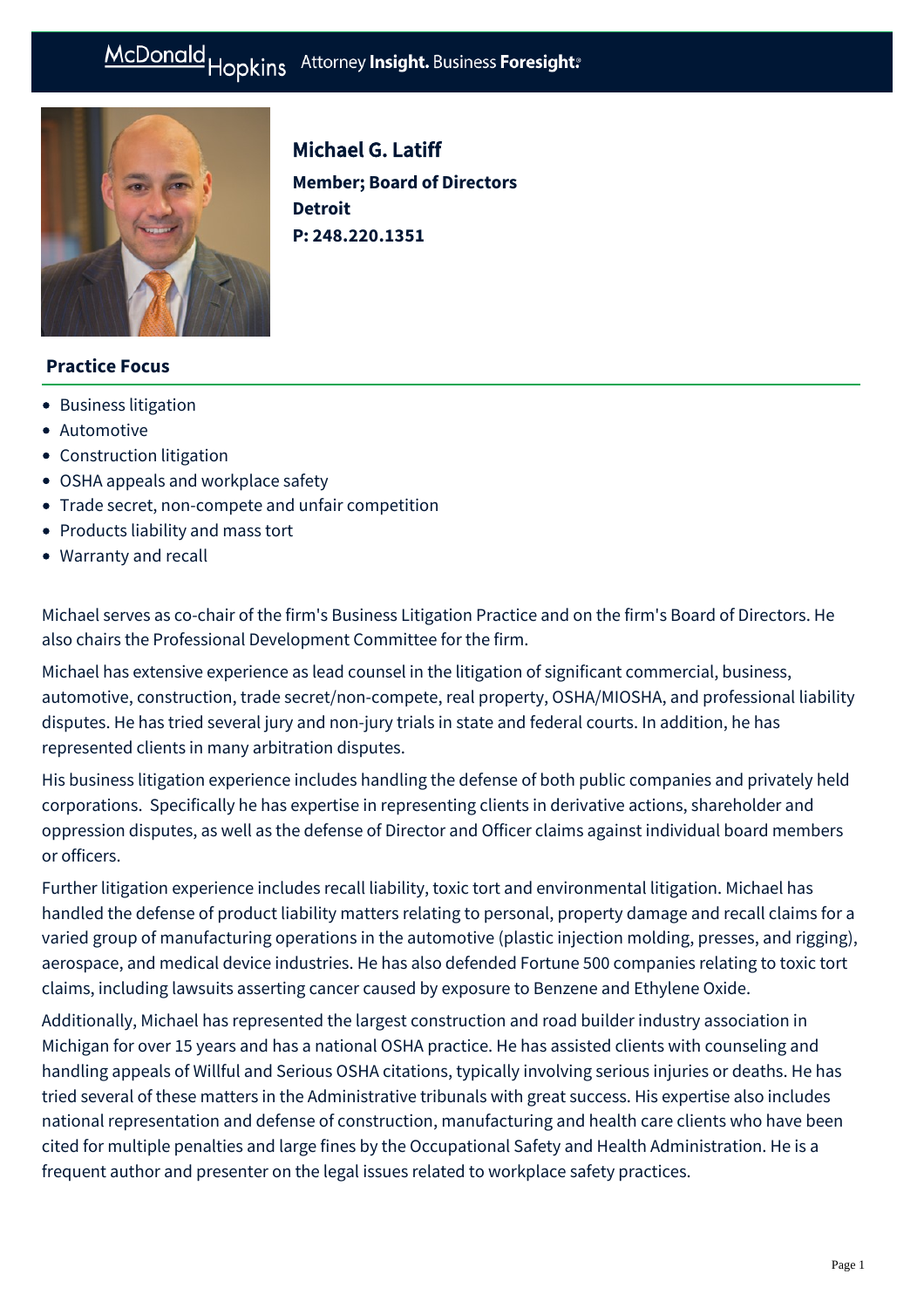# Michael G. Latiff

**Member; Board of Directors**
**Detroit**
**P: 248.220.1351**

## Practice Focus

- Business litigation
- Automotive
- Construction litigation
- OSHA appeals and workplace safety
- Trade secret, non-compete and unfair competition
- Products liability and mass tort
- Warranty and recall

Michael serves as co-chair of the firm's Business Litigation Practice and on the firm's Board of Directors. He also chairs the Professional Development Committee for the firm.

Michael has extensive experience as lead counsel in the litigation of significant commercial, business, automotive, construction, trade secret/non-compete, real property, OSHA/MIOSHA, and professional liability disputes. He has tried several jury and non-jury trials in state and federal courts. In addition, he has represented clients in many arbitration disputes.

His business litigation experience includes handling the defense of both public companies and privately held corporations. Specifically he has expertise in representing clients in derivative actions, shareholder and oppression disputes, as well as the defense of Director and Officer claims against individual board members or officers.

Further litigation experience includes recall liability, toxic tort and environmental litigation. Michael has handled the defense of product liability matters relating to personal, property damage and recall claims for a varied group of manufacturing operations in the automotive (plastic injection molding, presses, and rigging), aerospace, and medical device industries. He has also defended Fortune 500 companies relating to toxic tort claims, including lawsuits asserting cancer caused by exposure to Benzene and Ethylene Oxide.

Additionally, Michael has represented the largest construction and road builder industry association in Michigan for over 15 years and has a national OSHA practice. He has assisted clients with counseling and handling appeals of Willful and Serious OSHA citations, typically involving serious injuries or deaths. He has tried several of these matters in the Administrative tribunals with great success. His expertise also includes national representation and defense of construction, manufacturing and health care clients who have been cited for multiple penalties and large fines by the Occupational Safety and Health Administration. He is a frequent author and presenter on the legal issues related to workplace safety practices.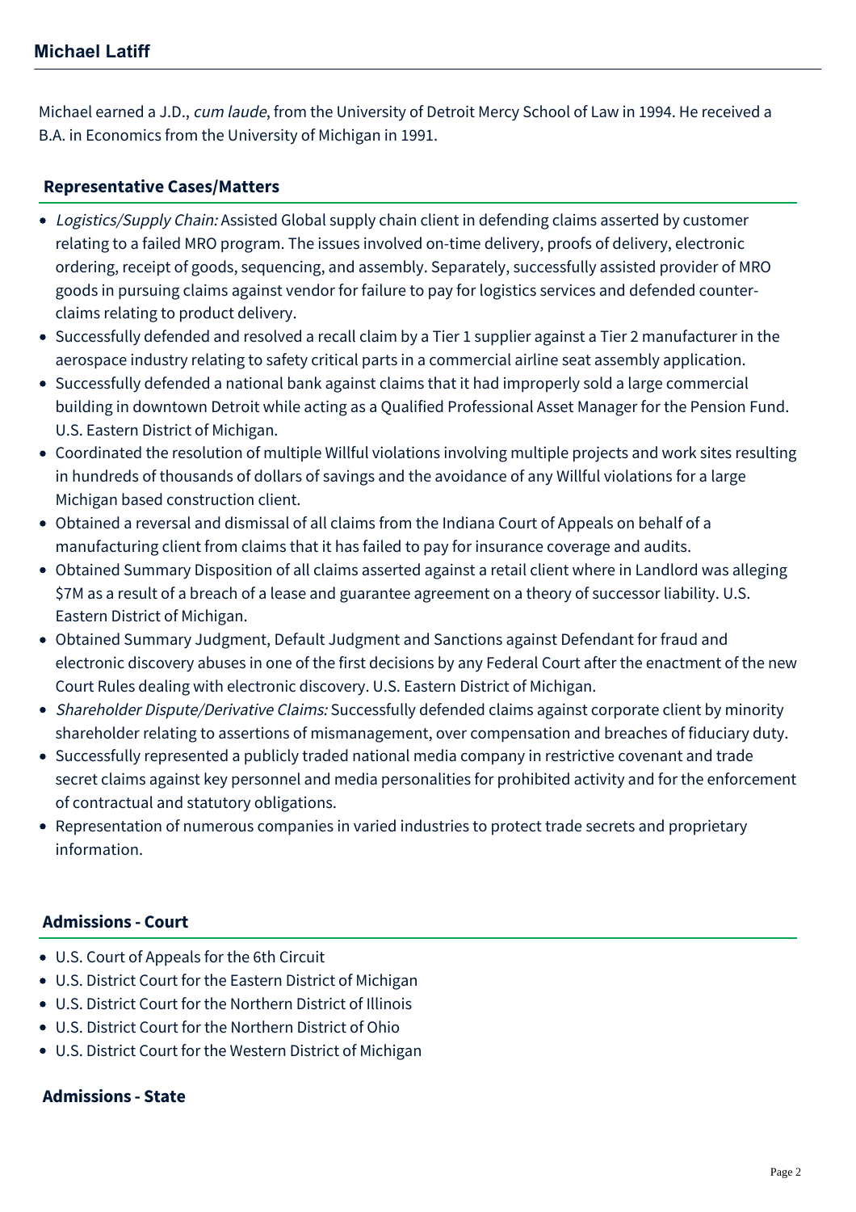Michael earned a J.D., *cum laude*, from the University of Detroit Mercy School of Law in 1994. He received a B.A. in Economics from the University of Michigan in 1991.

## Representative Cases/Matters

- *Logistics/Supply Chain:* Assisted Global supply chain client in defending claims asserted by customer relating to a failed MRO program. The issues involved on-time delivery, proofs of delivery, electronic ordering, receipt of goods, sequencing, and assembly. Separately, successfully assisted provider of MRO goods in pursuing claims against vendor for failure to pay for logistics services and defended counter-claims relating to product delivery.
- Successfully defended and resolved a recall claim by a Tier 1 supplier against a Tier 2 manufacturer in the aerospace industry relating to safety critical parts in a commercial airline seat assembly application.
- Successfully defended a national bank against claims that it had improperly sold a large commercial building in downtown Detroit while acting as a Qualified Professional Asset Manager for the Pension Fund. U.S. Eastern District of Michigan.
- Coordinated the resolution of multiple Willful violations involving multiple projects and work sites resulting in hundreds of thousands of dollars of savings and the avoidance of any Willful violations for a large Michigan based construction client.
- Obtained a reversal and dismissal of all claims from the Indiana Court of Appeals on behalf of a manufacturing client from claims that it has failed to pay for insurance coverage and audits.
- Obtained Summary Disposition of all claims asserted against a retail client where in Landlord was alleging $7M as a result of a breach of a lease and guarantee agreement on a theory of successor liability. U.S. Eastern District of Michigan.
- Obtained Summary Judgment, Default Judgment and Sanctions against Defendant for fraud and electronic discovery abuses in one of the first decisions by any Federal Court after the enactment of the new Court Rules dealing with electronic discovery. U.S. Eastern District of Michigan.
- *Shareholder Dispute/Derivative Claims:* Successfully defended claims against corporate client by minority shareholder relating to assertions of mismanagement, over compensation and breaches of fiduciary duty.
- Successfully represented a publicly traded national media company in restrictive covenant and trade secret claims against key personnel and media personalities for prohibited activity and for the enforcement of contractual and statutory obligations.
- Representation of numerous companies in varied industries to protect trade secrets and proprietary information.

## Admissions - Court

- U.S. Court of Appeals for the 6th Circuit
- U.S. District Court for the Eastern District of Michigan
- U.S. District Court for the Northern District of Illinois
- U.S. District Court for the Northern District of Ohio
- U.S. District Court for the Western District of Michigan

## Admissions - State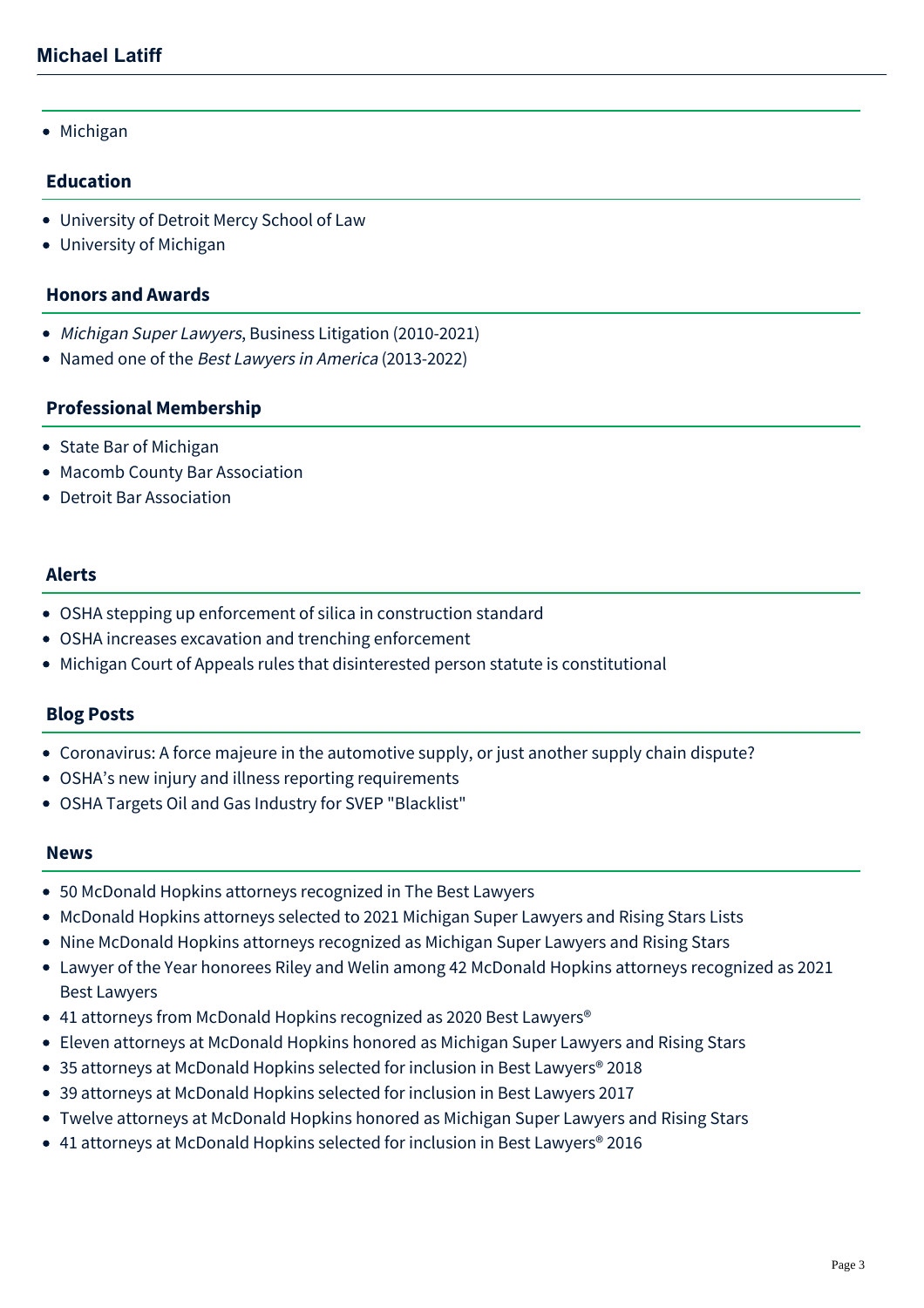- Michigan

## Education

- University of Detroit Mercy School of Law
- University of Michigan

## Honors and Awards

- *Michigan Super Lawyers*, Business Litigation (2010-2021)
- Named one of the *Best Lawyers in America* (2013-2022)

## Professional Membership

- State Bar of Michigan
- Macomb County Bar Association
- Detroit Bar Association

## Alerts

- OSHA stepping up enforcement of silica in construction standard
- OSHA increases excavation and trenching enforcement
- Michigan Court of Appeals rules that disinterested person statute is constitutional

## Blog Posts

- Coronavirus: A force majeure in the automotive supply, or just another supply chain dispute?
- OSHA's new injury and illness reporting requirements
- OSHA Targets Oil and Gas Industry for SVEP "Blacklist"

## News

- 50 McDonald Hopkins attorneys recognized in The Best Lawyers
- McDonald Hopkins attorneys selected to 2021 Michigan Super Lawyers and Rising Stars Lists
- Nine McDonald Hopkins attorneys recognized as Michigan Super Lawyers and Rising Stars
- Lawyer of the Year honorees Riley and Welin among 42 McDonald Hopkins attorneys recognized as 2021 Best Lawyers
- 41 attorneys from McDonald Hopkins recognized as 2020 Best Lawyers®
- Eleven attorneys at McDonald Hopkins honored as Michigan Super Lawyers and Rising Stars
- 35 attorneys at McDonald Hopkins selected for inclusion in Best Lawyers® 2018
- 39 attorneys at McDonald Hopkins selected for inclusion in Best Lawyers 2017
- Twelve attorneys at McDonald Hopkins honored as Michigan Super Lawyers and Rising Stars
- 41 attorneys at McDonald Hopkins selected for inclusion in Best Lawyers® 2016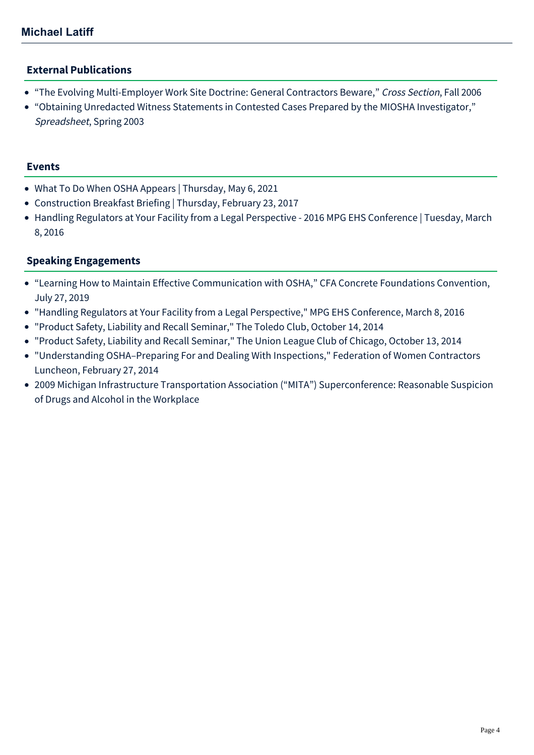## External Publications

- "The Evolving Multi-Employer Work Site Doctrine: General Contractors Beware," *Cross Section*, Fall 2006
- "Obtaining Unredacted Witness Statements in Contested Cases Prepared by the MIOSHA Investigator," *Spreadsheet*, Spring 2003

## Events

- What To Do When OSHA Appears | Thursday, May 6, 2021
- Construction Breakfast Briefing | Thursday, February 23, 2017
- Handling Regulators at Your Facility from a Legal Perspective - 2016 MPG EHS Conference | Tuesday, March 8, 2016

## Speaking Engagements

- "Learning How to Maintain Effective Communication with OSHA," CFA Concrete Foundations Convention, July 27, 2019
- "Handling Regulators at Your Facility from a Legal Perspective," MPG EHS Conference, March 8, 2016
- "Product Safety, Liability and Recall Seminar," The Toledo Club, October 14, 2014
- "Product Safety, Liability and Recall Seminar," The Union League Club of Chicago, October 13, 2014
- "Understanding OSHA–Preparing For and Dealing With Inspections," Federation of Women Contractors Luncheon, February 27, 2014
- 2009 Michigan Infrastructure Transportation Association ("MITA") Superconference: Reasonable Suspicion of Drugs and Alcohol in the Workplace